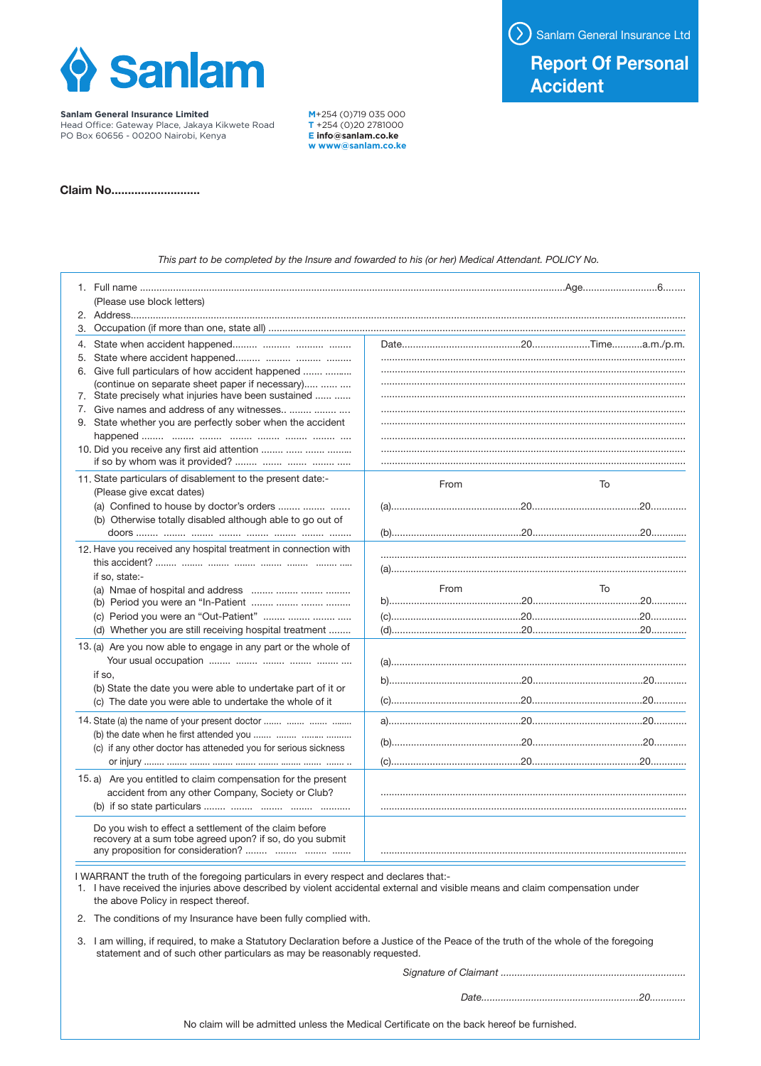# Sanlam

**Sanlam General Insurance Limited**
Head Office: Gateway Place, Jakaya Kikwete Road
PO Box 60656 - 00200 Nairobi, Kenya

**M** +254 (0)719 035 000
**T** +254 (0)20 2781000
**E** info@sanlam.co.ke
**w** www@sanlam.co.ke

Sanlam General Insurance Ltd

## Report Of Personal Accident

**Claim No..........................**

*This part to be completed by the Insure and fowarded to his (or her) Medical Attendant. POLICY No.*

1. Full name ........................................................................Age...........................6........
   (Please use block letters)
2. Address.......................................................................................................
3. Occupation (if more than one, state all) ..........................................................

| | |
|---|---|
| 4. State when accident happened......... .......... .......... ........<br>5. State where accident happened......... ......... ......... .........<br>6. Give full particulars of how accident happened ....... ..........<br>(continue on separate sheet paper if necessary)..... ...... ....<br>7. State precisely what injuries have been sustained ...... ......<br>7. Give names and address of any witnesses.. ........ ........ ....<br>9. State whether you are perfectly sober when the accident happened ........ ........ ........ ........ ........ ........ ........ ....<br>10. Did you receive any first aid attention ........ ...... ....... .........<br>if so by whom was it provided? ........ ....... ....... ....... ..... | Date...........................................20.....................Time...........a.m./p.m.<br>..........................................................................................<br>..........................................................................................<br>..........................................................................................<br>..........................................................................................<br>..........................................................................................<br>..........................................................................................<br>..........................................................................................<br>.......................................................................................... |
| 11. State particulars of disablement to the present date:-<br>(Please give excat dates)<br>(a) Confined to house by doctor's orders ........ ........ .......<br>(b) Otherwise totally disabled although able to go out of doors ........ ........ ........ ........ ........ ........ ........ ........ | From &nbsp;&nbsp;&nbsp;&nbsp;&nbsp;&nbsp;&nbsp;&nbsp; To<br>(a)...............................................20.......................................20............<br>(b)...............................................20.......................................20............ |
| 12. Have you received any hospital treatment in connection with this accident? ........ ........ ........ ........ ........ ........ ........ .....<br>if so, state:-<br>(a) Nmae of hospital and address ........ ........ ........ .........<br>(b) Period you were an "In-Patient ........ ........ ........ ........<br>(c) Period you were an "Out-Patient" ........ ........ ........ .....<br>(d) Whether you are still receiving hospital treatment ........ | ..........................................................................................<br>(a).......................................................................................<br>From &nbsp;&nbsp;&nbsp;&nbsp;&nbsp;&nbsp;&nbsp;&nbsp; To<br>b)...............................................20.......................................20............<br>(c)...............................................20.......................................20............<br>(d)...............................................20.......................................20............ |
| 13. (a) Are you now able to engage in any part or the whole of Your usual occupation ........ ........ ........ ........ ........ ....<br>if so,<br>(b) State the date you were able to undertake part of it or<br>(c) The date you were able to undertake the whole of it | (a).......................................................................................<br>b)...............................................20.......................................20............<br>(c)...............................................20.......................................20............ |
| 14. State (a) the name of your present doctor ....... ....... ....... ........<br>(b) the date when he first attended you ....... ........ ......... ..........<br>(c) if any other doctor has atteneded you for serious sickness or injury ........ ........ ........ ........ ........ ........ ........ ....... .. | a)...............................................20.......................................20............<br>(b)...............................................20.......................................20............<br>(c)...............................................20.......................................20............ |
| 15. a) Are you entitled to claim compensation for the present accident from any other Company, Society or Club?<br>(b) if so state particulars ........ ........ ........ ........ ........... | ..........................................................................................<br>.......................................................................................... |
| Do you wish to effect a settlement of the claim before recovery at a sum tobe agreed upon? if so, do you submit any proposition for consideration? ........ ........ ........ | .......................................................................................... |

I WARRANT the truth of the foregoing particulars in every respect and declares that:-

1. I have received the injuries above described by violent accidental external and visible means and claim compensation under the above Policy in respect thereof.
2. The conditions of my Insurance have been fully complied with.
3. I am willing, if required, to make a Statutory Declaration before a Justice of the Peace of the truth of the whole of the foregoing statement and of such other particulars as may be reasonably requested.

*Signature of Claimant* ....................................................................

*Date*........................................................20.............

No claim will be admitted unless the Medical Certificate on the back hereof be furnished.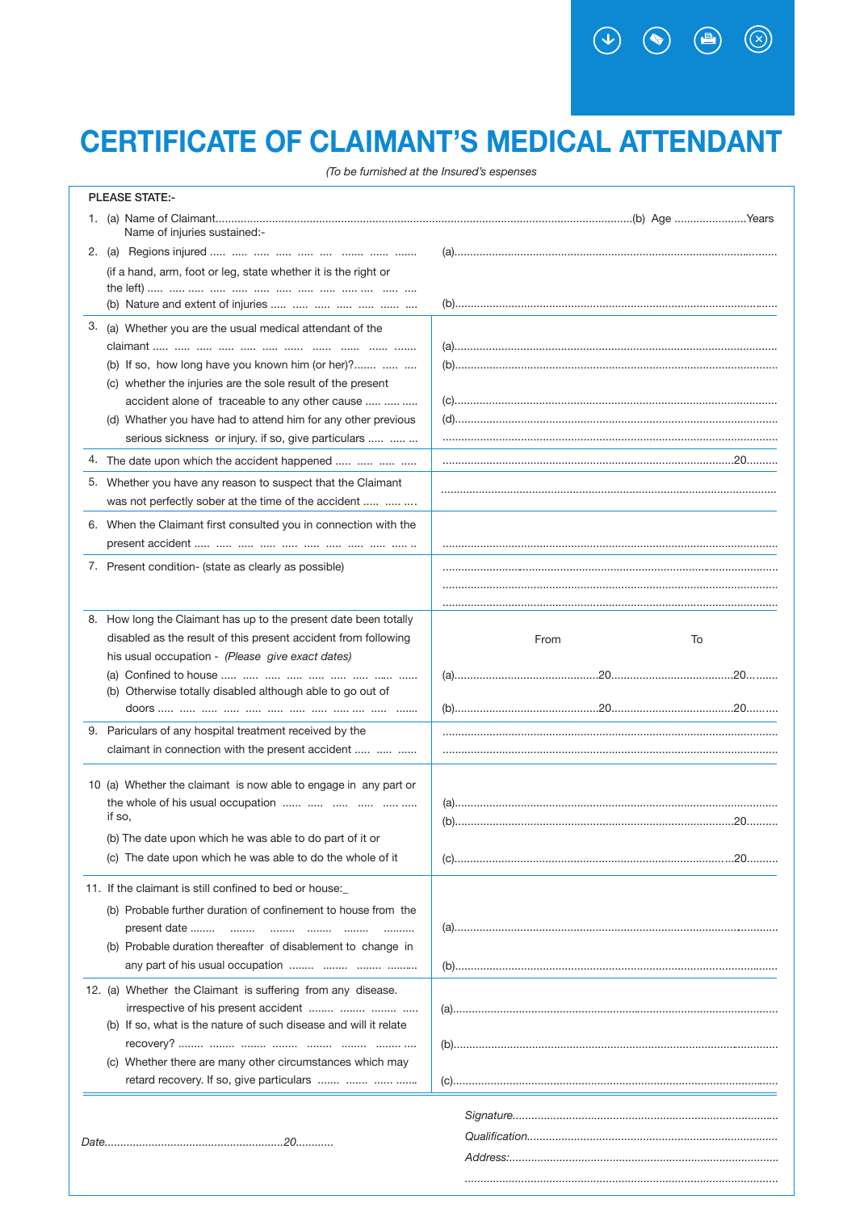# CERTIFICATE OF CLAIMANT'S MEDICAL ATTENDANT

*(To be furnished at the Insured's espenses)*

**PLEASE STATE:-**

1. (a) Name of Claimant........................................................................................................................................(b) Age ........................Years
   Name of injuries sustained:-

| | |
|---|---|
| 2. (a) Regions injured ..... ..... ..... ..... ..... .... ....... ...... ....... (if a hand, arm, foot or leg, state whether it is the right or the left) ..... ..... ..... ..... ..... ..... ..... ..... ..... ..... .... ..... .... | (a)................................................................................................... |
| (b) Nature and extent of injuries ..... ..... ..... ..... ..... ...... .... | (b)................................................................................................... |
| 3. (a) Whether you are the usual medical attendant of the claimant ..... ..... ..... ..... ..... ...... ...... ...... ...... ...... | (a)................................................................................................... |
| (b) If so, how long have you known him (or her)?....... ..... .... | (b)................................................................................................... |
| (c) whether the injuries are the sole result of the present accident alone of traceable to any other cause ..... ..... ..... | (c)................................................................................................... |
| (d) Whether you have had to attend him for any other previous serious sickness or injury. if so, give particulars ..... ..... ... | (d)................................................................................................... ......................................................................................................... |
| 4. The date upon which the accident happened ..... ..... ..... ..... | ...........................................................................................20.......... |
| 5. Whether you have any reason to suspect that the Claimant was not perfectly sober at the time of the accident ..... ..... .... | ......................................................................................................... |
| 6. When the Claimant first consulted you in connection with the present accident ..... ..... ..... ..... ..... ..... ..... ..... ..... .. | ......................................................................................................... |
| 7. Present condition- (state as clearly as possible) | ......................................................................................................... ......................................................................................................... ......................................................................................................... |
| 8. How long the Claimant has up to the present date been totally disabled as the result of this present accident from following his usual occupation - *(Please give exact dates)* | From / To |
| (a) Confined to house ..... ..... ..... ..... ..... ..... ..... ..... ....... | (a)..............................................20......................................20.......... |
| (b) Otherwise totally disabled although able to go out of doors ..... ..... ..... ..... ..... ..... ..... ..... ..... .... ..... ....... | (b)..............................................20......................................20.......... |
| 9. Pariculars of any hospital treatment received by the claimant in connection with the present accident ..... ..... ...... | ......................................................................................................... ......................................................................................................... |
| 10 (a) Whether the claimant is now able to engage in any part or the whole of his usual occupation ...... ..... ..... ..... ..... ..... if so, | (a)................................................................................................... |
| (b) The date upon which he was able to do part of it or | (b)...........................................................................................20.......... |
| (c) The date upon which he was able to do the whole of it | (c)...........................................................................................20.......... |
| 11. If the claimant is still confined to bed or house:_ | |
| (b) Probable further duration of confinement to house from the present date ........ ........ ........ ........ ........ .......... | (a)................................................................................................... |
| (b) Probable duration thereafter of disablement to change in any part of his usual occupation ........ ........ ........ .......... | (b)................................................................................................... |
| 12. (a) Whether the Claimant is suffering from any disease. irrespective of his present accident ........ ........ ........ ..... | (a)................................................................................................... |
| (b) If so, what is the nature of such disease and will it relate recovery? ........ ........ ........ ........ ........ ........ ........ .... | (b)................................................................................................... |
| (c) Whether there are many other circumstances which may retard recovery. If so, give particulars ....... ....... ...... ....... | (c)................................................................................................... |

*Date*........................................................20............

*Signature*....................................................................................

*Qualification*...............................................................................

*Address:*......................................................................................

.....................................................................................................